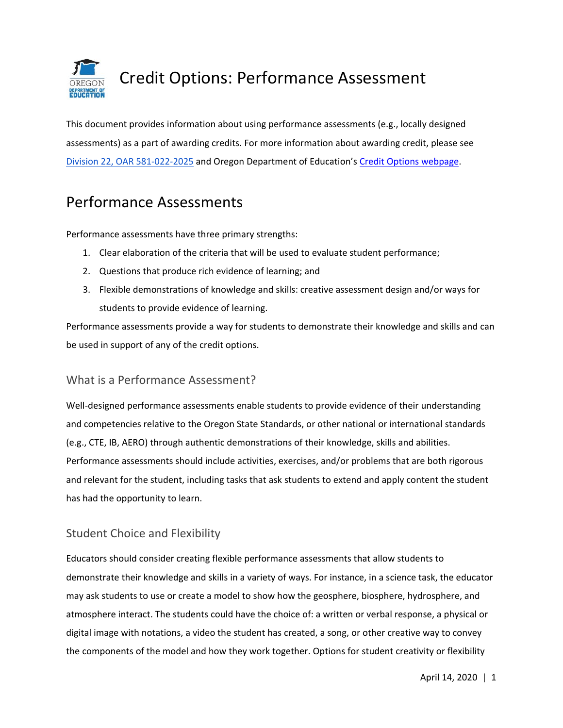# Credit Options: Performance Assessment

This document provides information about using performance assessments (e.g., locally designed assessments) as a part of awarding credits. For more information about awarding credit, please see [Division 22, OAR 581-022-2025]() and Oregon Department of Education's [Credit Options webpage]().

## Performance Assessments

Performance assessments have three primary strengths:

1. Clear elaboration of the criteria that will be used to evaluate student performance;
2. Questions that produce rich evidence of learning; and
3. Flexible demonstrations of knowledge and skills: creative assessment design and/or ways for students to provide evidence of learning.

Performance assessments provide a way for students to demonstrate their knowledge and skills and can be used in support of any of the credit options.

### What is a Performance Assessment?

Well-designed performance assessments enable students to provide evidence of their understanding and competencies relative to the Oregon State Standards, or other national or international standards (e.g., CTE, IB, AERO) through authentic demonstrations of their knowledge, skills and abilities. Performance assessments should include activities, exercises, and/or problems that are both rigorous and relevant for the student, including tasks that ask students to extend and apply content the student has had the opportunity to learn.

### Student Choice and Flexibility

Educators should consider creating flexible performance assessments that allow students to demonstrate their knowledge and skills in a variety of ways. For instance, in a science task, the educator may ask students to use or create a model to show how the geosphere, biosphere, hydrosphere, and atmosphere interact. The students could have the choice of: a written or verbal response, a physical or digital image with notations, a video the student has created, a song, or other creative way to convey the components of the model and how they work together. Options for student creativity or flexibility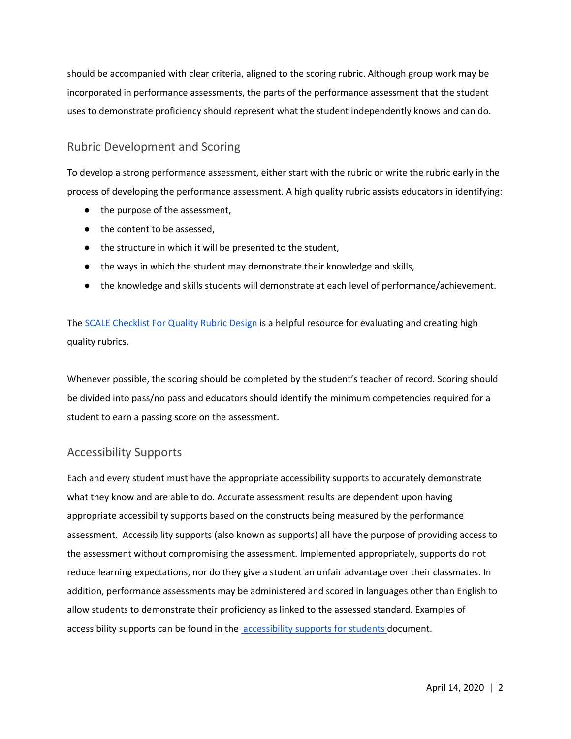should be accompanied with clear criteria, aligned to the scoring rubric. Although group work may be incorporated in performance assessments, the parts of the performance assessment that the student uses to demonstrate proficiency should represent what the student independently knows and can do.

## Rubric Development and Scoring

To develop a strong performance assessment, either start with the rubric or write the rubric early in the process of developing the performance assessment. A high quality rubric assists educators in identifying:

- the purpose of the assessment,
- the content to be assessed,
- the structure in which it will be presented to the student,
- the ways in which the student may demonstrate their knowledge and skills,
- the knowledge and skills students will demonstrate at each level of performance/achievement.

The SCALE Checklist For Quality Rubric Design is a helpful resource for evaluating and creating high quality rubrics.

Whenever possible, the scoring should be completed by the student's teacher of record. Scoring should be divided into pass/no pass and educators should identify the minimum competencies required for a student to earn a passing score on the assessment.

## Accessibility Supports

Each and every student must have the appropriate accessibility supports to accurately demonstrate what they know and are able to do. Accurate assessment results are dependent upon having appropriate accessibility supports based on the constructs being measured by the performance assessment. Accessibility supports (also known as supports) all have the purpose of providing access to the assessment without compromising the assessment. Implemented appropriately, supports do not reduce learning expectations, nor do they give a student an unfair advantage over their classmates. In addition, performance assessments may be administered and scored in languages other than English to allow students to demonstrate their proficiency as linked to the assessed standard. Examples of accessibility supports can be found in the accessibility supports for students document.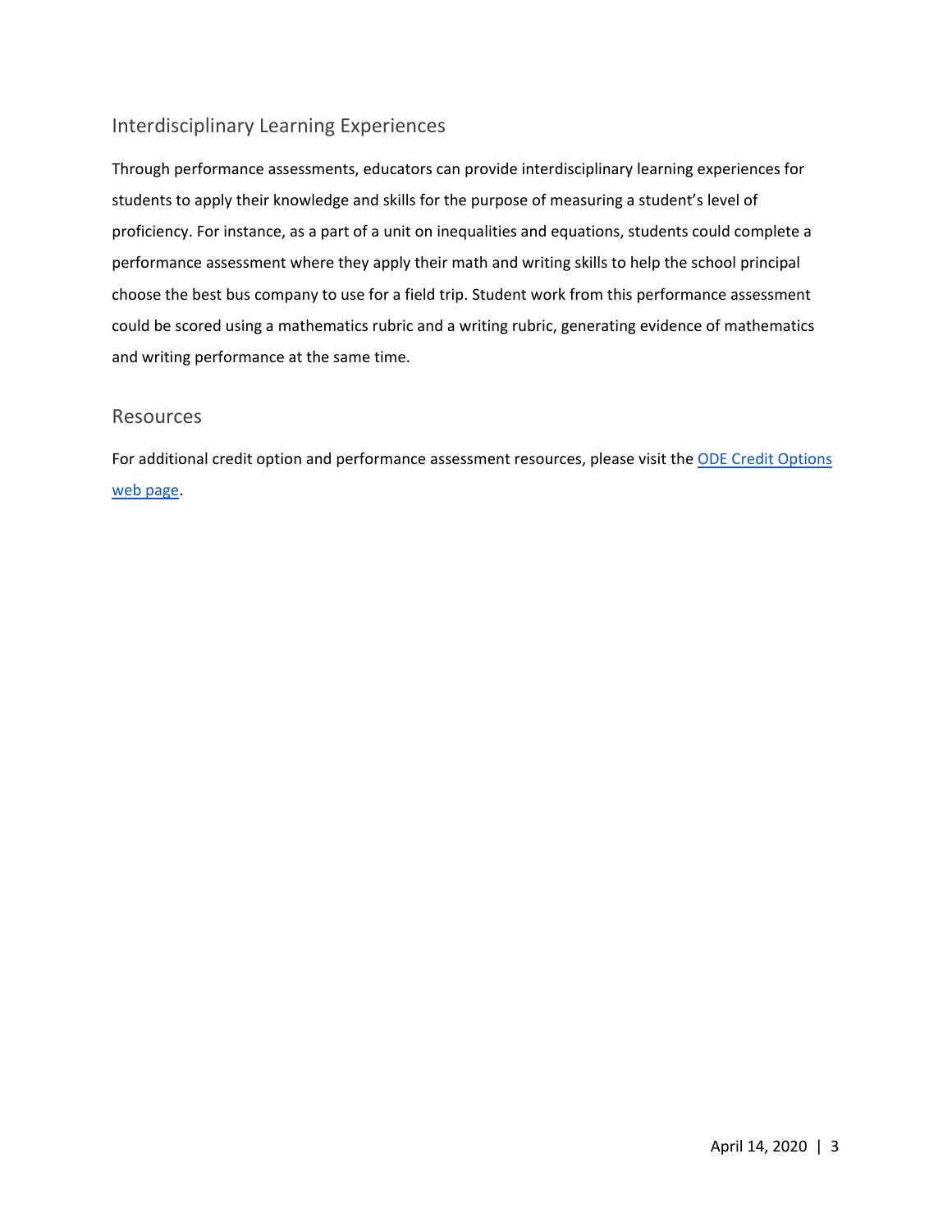## Interdisciplinary Learning Experiences

Through performance assessments, educators can provide interdisciplinary learning experiences for students to apply their knowledge and skills for the purpose of measuring a student's level of proficiency. For instance, as a part of a unit on inequalities and equations, students could complete a performance assessment where they apply their math and writing skills to help the school principal choose the best bus company to use for a field trip. Student work from this performance assessment could be scored using a mathematics rubric and a writing rubric, generating evidence of mathematics and writing performance at the same time.

## Resources

For additional credit option and performance assessment resources, please visit the ODE Credit Options web page.